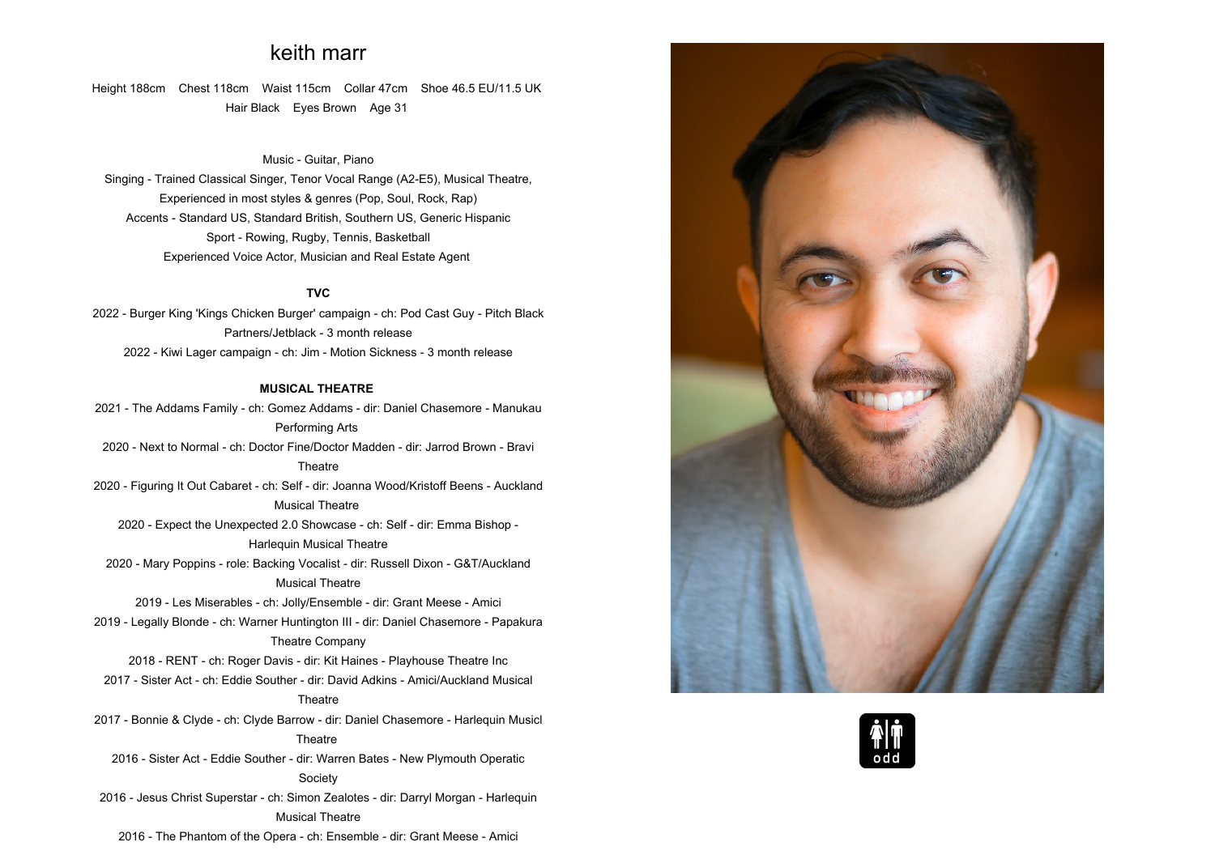# keith marr

Height 188cm Chest 118cm Waist 115cm Collar 47cm Shoe 46.5 EU/11.5 UK
Hair Black Eyes Brown Age 31

Music - Guitar, Piano
Singing - Trained Classical Singer, Tenor Vocal Range (A2-E5), Musical Theatre, Experienced in most styles & genres (Pop, Soul, Rock, Rap)
Accents - Standard US, Standard British, Southern US, Generic Hispanic
Sport - Rowing, Rugby, Tennis, Basketball
Experienced Voice Actor, Musician and Real Estate Agent

**TVC**

2022 - Burger King 'Kings Chicken Burger' campaign - ch: Pod Cast Guy - Pitch Black Partners/Jetblack - 3 month release
2022 - Kiwi Lager campaign - ch: Jim - Motion Sickness - 3 month release

**MUSICAL THEATRE**

2021 - The Addams Family - ch: Gomez Addams - dir: Daniel Chasemore - Manukau Performing Arts
2020 - Next to Normal - ch: Doctor Fine/Doctor Madden - dir: Jarrod Brown - Bravi Theatre
2020 - Figuring It Out Cabaret - ch: Self - dir: Joanna Wood/Kristoff Beens - Auckland Musical Theatre
2020 - Expect the Unexpected 2.0 Showcase - ch: Self - dir: Emma Bishop - Harlequin Musical Theatre
2020 - Mary Poppins - role: Backing Vocalist - dir: Russell Dixon - G&T/Auckland Musical Theatre
2019 - Les Miserables - ch: Jolly/Ensemble - dir: Grant Meese - Amici
2019 - Legally Blonde - ch: Warner Huntington III - dir: Daniel Chasemore - Papakura Theatre Company
2018 - RENT - ch: Roger Davis - dir: Kit Haines - Playhouse Theatre Inc
2017 - Sister Act - ch: Eddie Souther - dir: David Adkins - Amici/Auckland Musical Theatre
2017 - Bonnie & Clyde - ch: Clyde Barrow - dir: Daniel Chasemore - Harlequin Musicl Theatre
2016 - Sister Act - Eddie Souther - dir: Warren Bates - New Plymouth Operatic Society
2016 - Jesus Christ Superstar - ch: Simon Zealotes - dir: Darryl Morgan - Harlequin Musical Theatre
2016 - The Phantom of the Opera - ch: Ensemble - dir: Grant Meese - Amici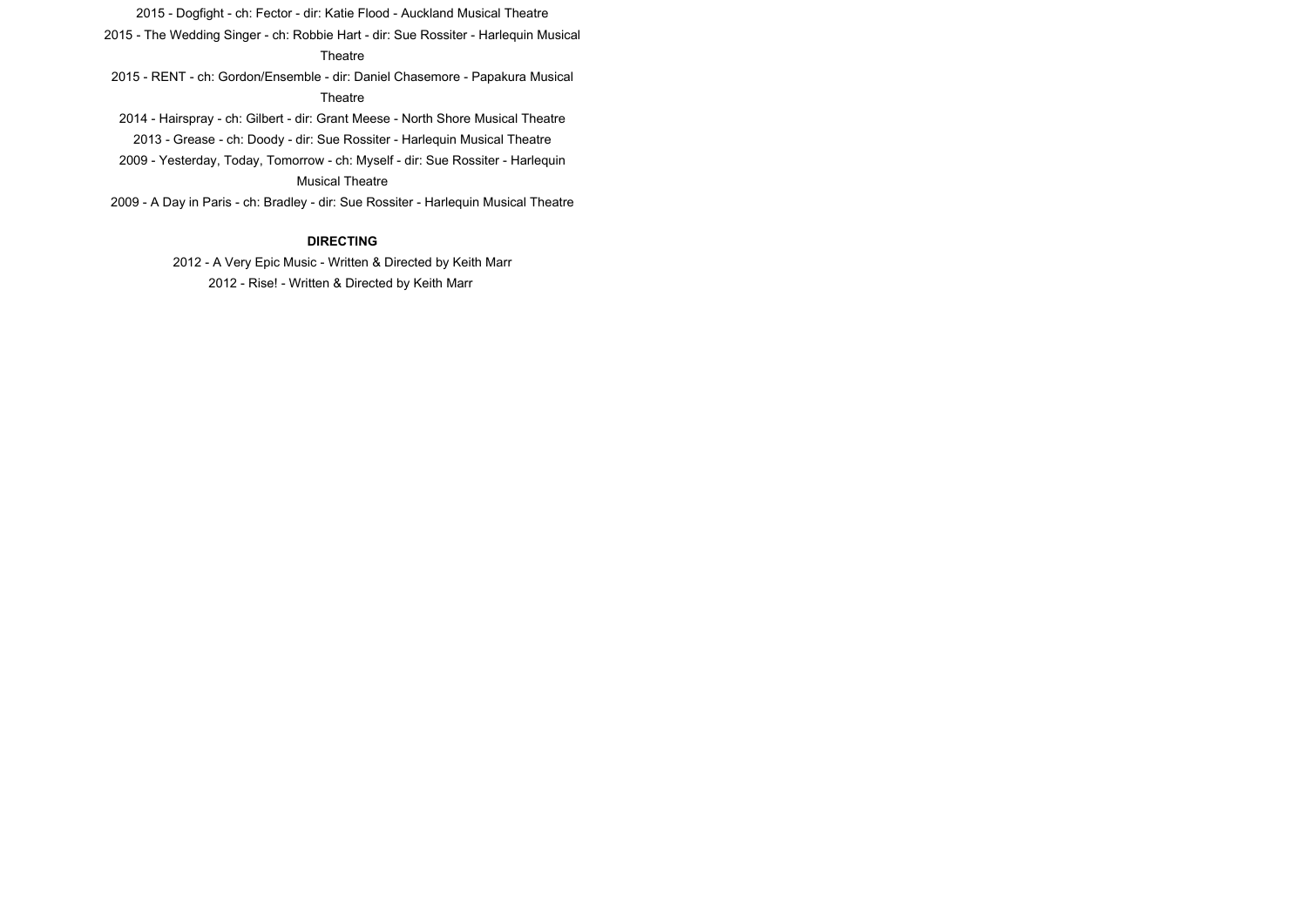2015 - Dogfight - ch: Fector - dir: Katie Flood - Auckland Musical Theatre

2015 - The Wedding Singer - ch: Robbie Hart - dir: Sue Rossiter - Harlequin Musical Theatre

2015 - RENT - ch: Gordon/Ensemble - dir: Daniel Chasemore - Papakura Musical Theatre

2014 - Hairspray - ch: Gilbert - dir: Grant Meese - North Shore Musical Theatre

2013 - Grease - ch: Doody - dir: Sue Rossiter - Harlequin Musical Theatre

2009 - Yesterday, Today, Tomorrow - ch: Myself - dir: Sue Rossiter - Harlequin Musical Theatre

2009 - A Day in Paris - ch: Bradley - dir: Sue Rossiter - Harlequin Musical Theatre

**DIRECTING**

2012 - A Very Epic Music - Written & Directed by Keith Marr

2012 - Rise! - Written & Directed by Keith Marr